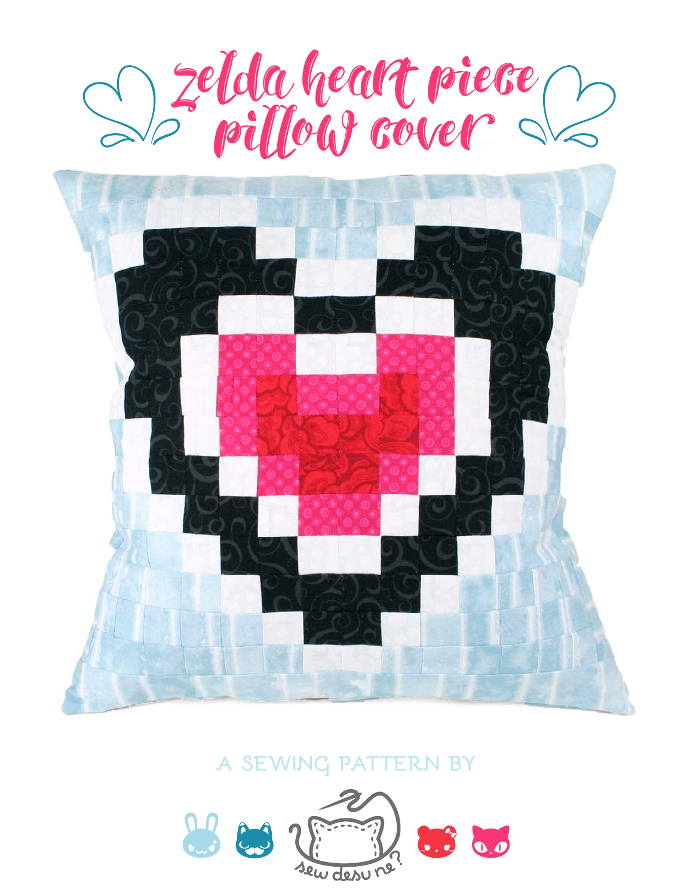# zelda heart piece pillow cover

A SEWING PATTERN BY

sew desu ne?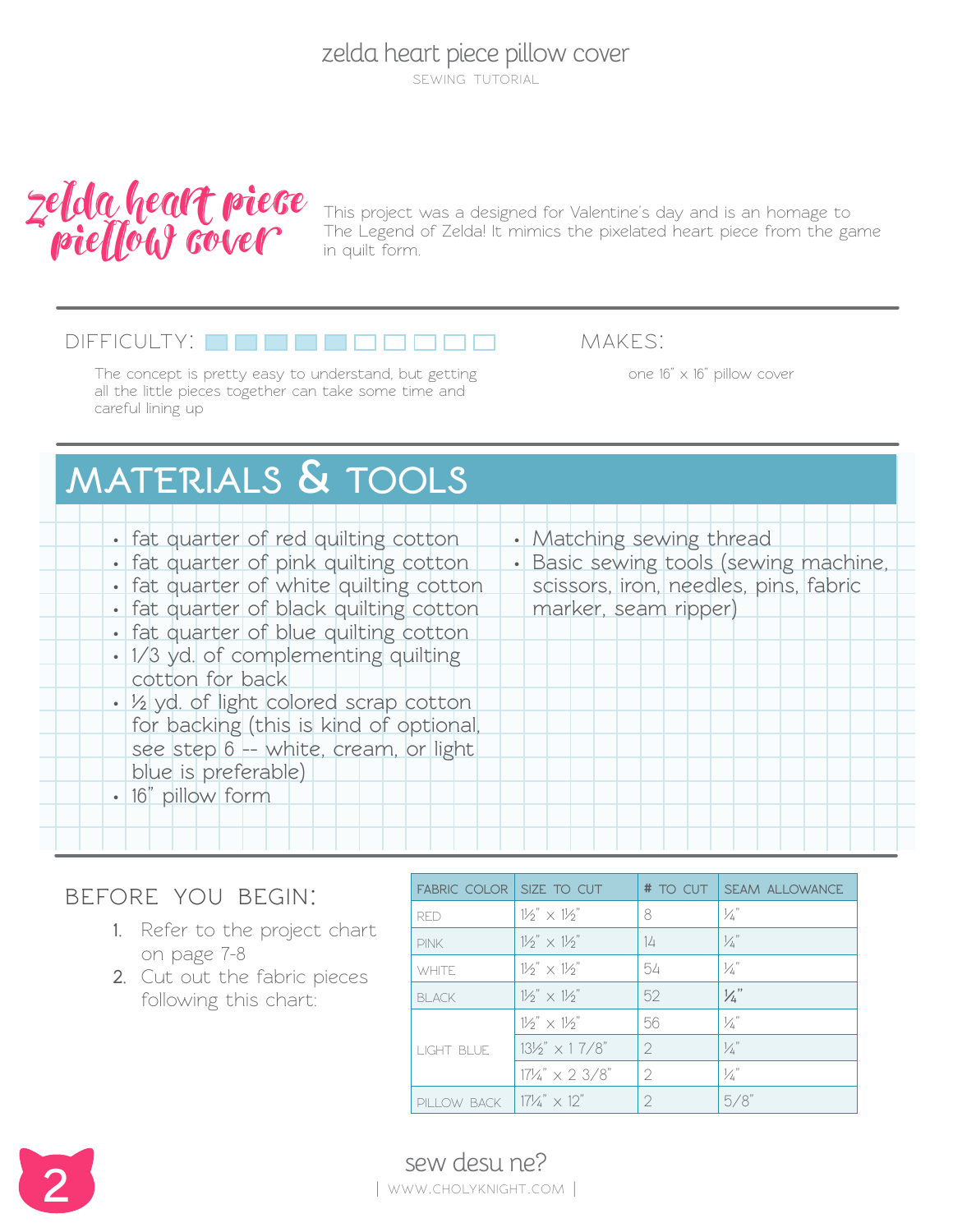# zelda heart piece pillow cover

This project was a designed for Valentine's day and is an homage to The Legend of Zelda! It mimics the pixelated heart piece from the game in quilt form.

DIFFICULTY: ■■■■■□□□□□

The concept is pretty easy to understand, but getting all the little pieces together can take some time and careful lining up

MAKES:

one 16" x 16" pillow cover

## MATERIALS & TOOLS

- fat quarter of red quilting cotton
- fat quarter of pink quilting cotton
- fat quarter of white quilting cotton
- fat quarter of black quilting cotton
- fat quarter of blue quilting cotton
- 1/3 yd. of complementing quilting cotton for back
- ½ yd. of light colored scrap cotton for backing (this is kind of optional, see step 6 -- white, cream, or light blue is preferable)
- 16" pillow form
- Matching sewing thread
- Basic sewing tools (sewing machine, scissors, iron, needles, pins, fabric marker, seam ripper)

## BEFORE YOU BEGIN:

1. Refer to the project chart on page 7-8
2. Cut out the fabric pieces following this chart:

| FABRIC COLOR | SIZE TO CUT | # TO CUT | SEAM ALLOWANCE |
|---|---|---|---|
| RED | 1½" x 1½" | 8 | ¼" |
| PINK | 1½" x 1½" | 14 | ¼" |
| WHITE | 1½" x 1½" | 54 | ¼" |
| BLACK | 1½" x 1½" | 52 | ¼" |
| LIGHT BLUE | 1½" x 1½" | 56 | ¼" |
| | 13½" x 1 7/8" | 2 | ¼" |
| | 17¼" x 2 3/8" | 2 | ¼" |
| PILLOW BACK | 17¼" x 12" | 2 | 5/8" |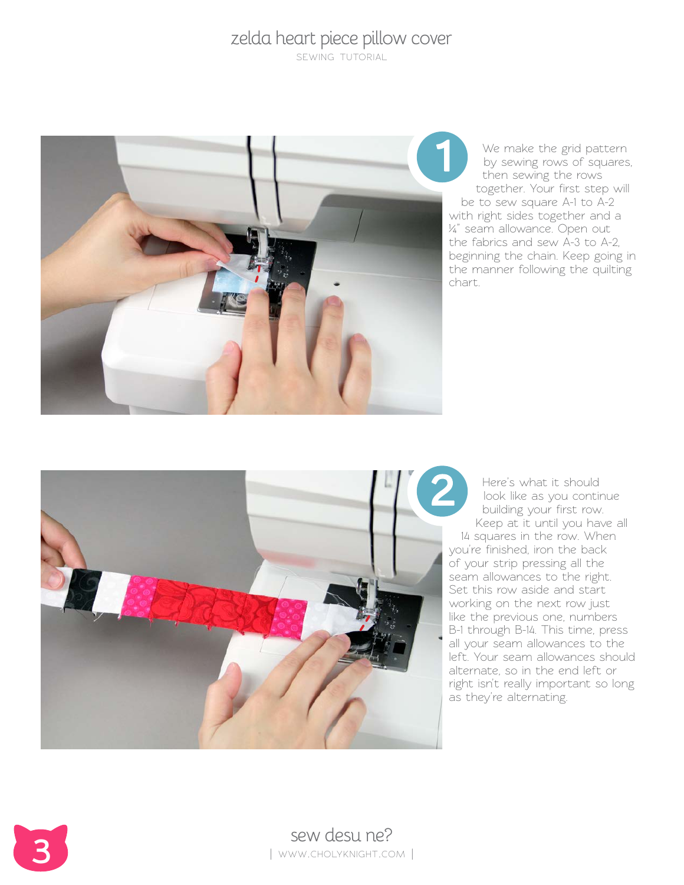1

We make the grid pattern by sewing rows of squares, then sewing the rows together. Your first step will be to sew square A-1 to A-2 with right sides together and a ¼" seam allowance. Open out the fabrics and sew A-3 to A-2, beginning the chain. Keep going in the manner following the quilting chart.

2

Here's what it should look like as you continue building your first row. Keep at it until you have all 14 squares in the row. When you're finished, iron the back of your strip pressing all the seam allowances to the right. Set this row aside and start working on the next row just like the previous one, numbers B-1 through B-14. This time, press all your seam allowances to the left. Your seam allowances should alternate, so in the end left or right isn't really important so long as they're alternating.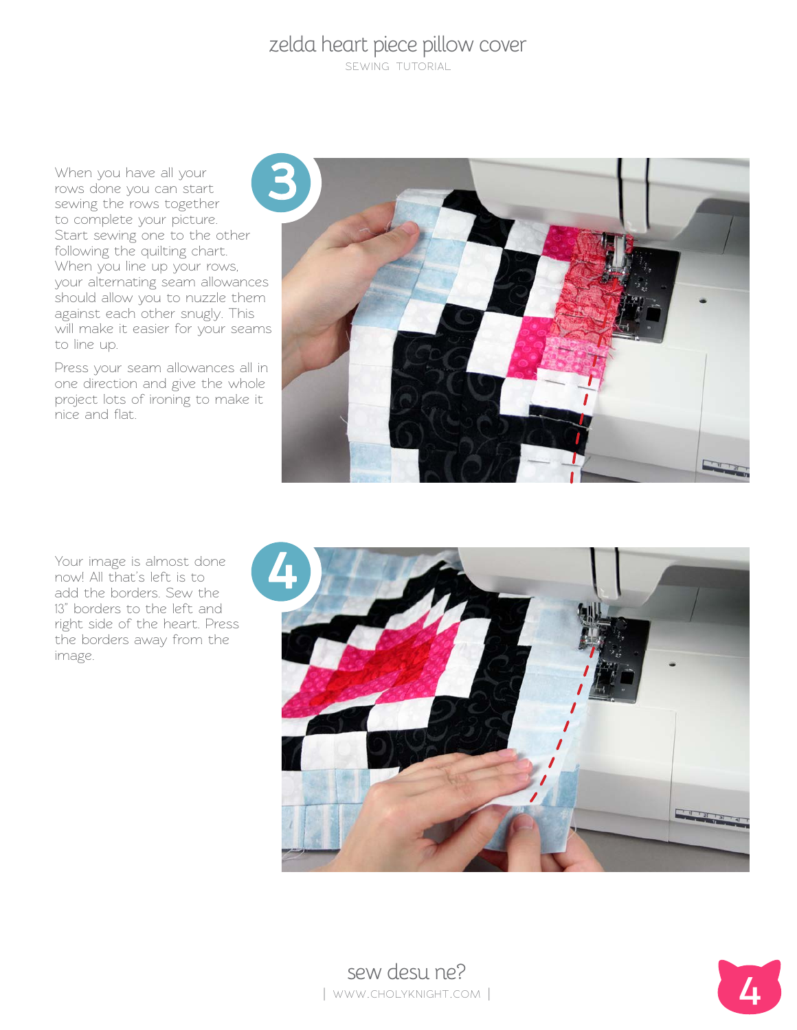**3**

When you have all your rows done you can start sewing the rows together to complete your picture. Start sewing one to the other following the quilting chart. When you line up your rows, your alternating seam allowances should allow you to nuzzle them against each other snugly. This will make it easier for your seams to line up.

Press your seam allowances all in one direction and give the whole project lots of ironing to make it nice and flat.

**4**

Your image is almost done now! All that's left is to add the borders. Sew the 13" borders to the left and right side of the heart. Press the borders away from the image.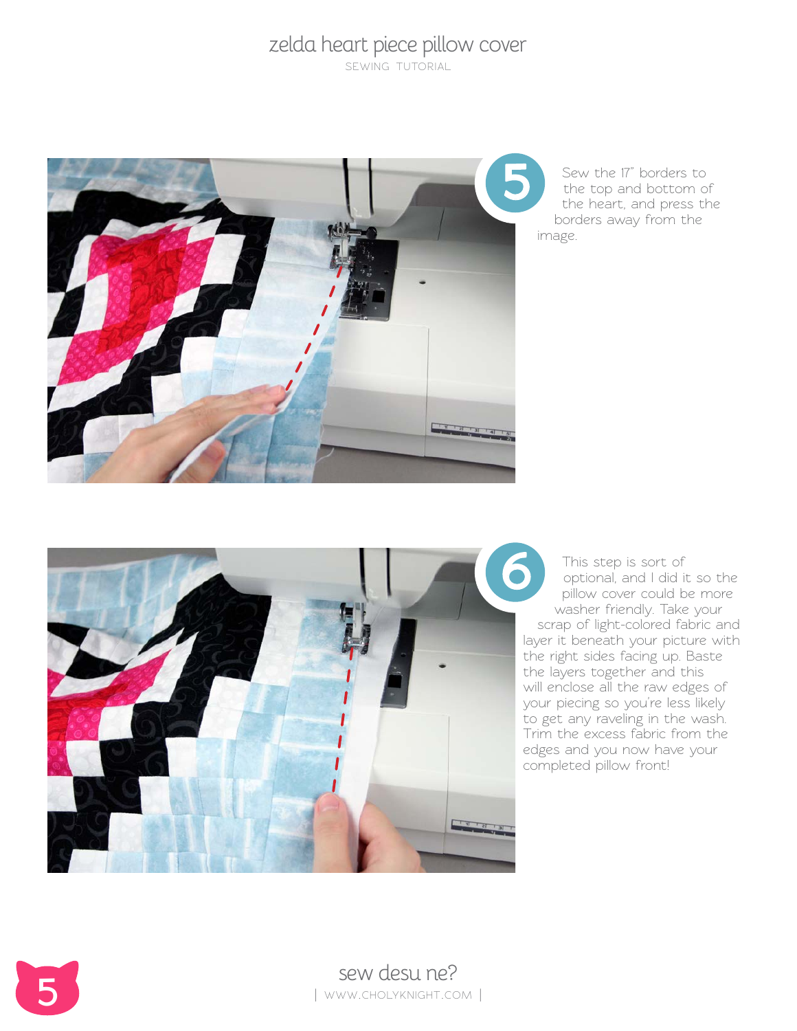**5** Sew the 17" borders to the top and bottom of the heart, and press the borders away from the image.

**6** This step is sort of optional, and I did it so the pillow cover could be more washer friendly. Take your scrap of light-colored fabric and layer it beneath your picture with the right sides facing up. Baste the layers together and this will enclose all the raw edges of your piecing so you're less likely to get any raveling in the wash. Trim the excess fabric from the edges and you now have your completed pillow front!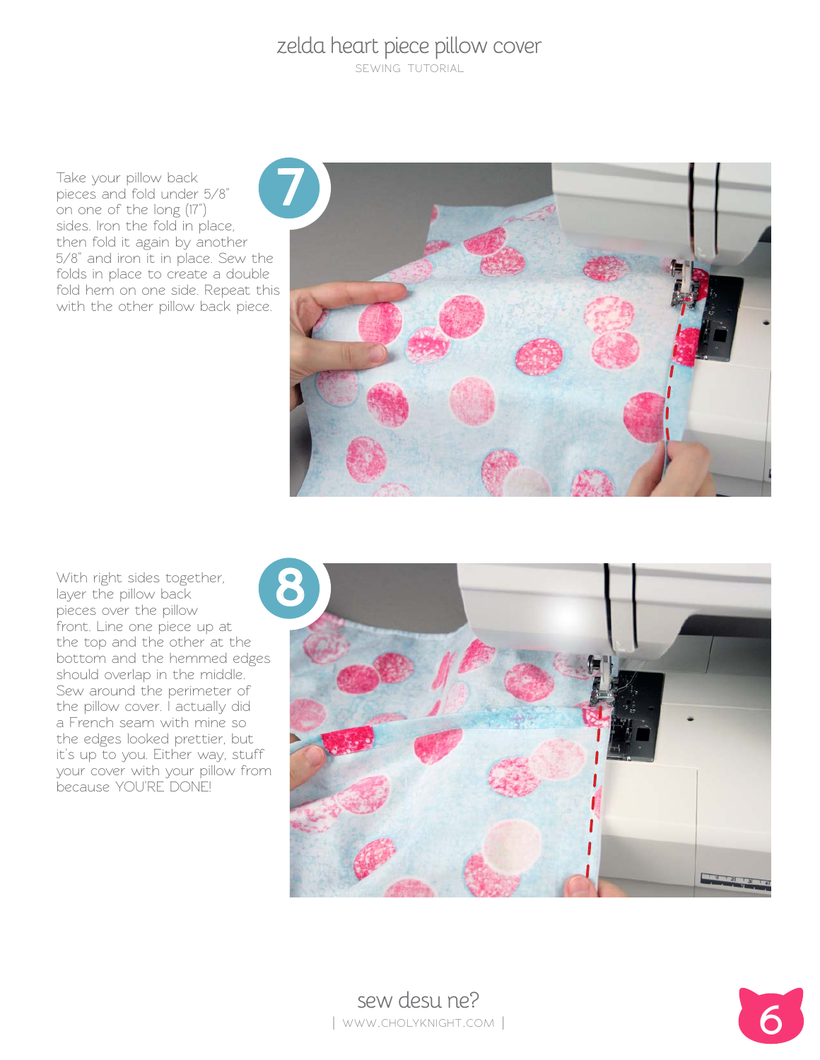**7**

Take your pillow back pieces and fold under 5/8" on one of the long (17") sides. Iron the fold in place, then fold it again by another 5/8" and iron it in place. Sew the folds in place to create a double fold hem on one side. Repeat this with the other pillow back piece.

**8**

With right sides together, layer the pillow back pieces over the pillow front. Line one piece up at the top and the other at the bottom and the hemmed edges should overlap in the middle. Sew around the perimeter of the pillow cover. I actually did a French seam with mine so the edges looked prettier, but it's up to you. Either way, stuff your cover with your pillow from because YOU'RE DONE!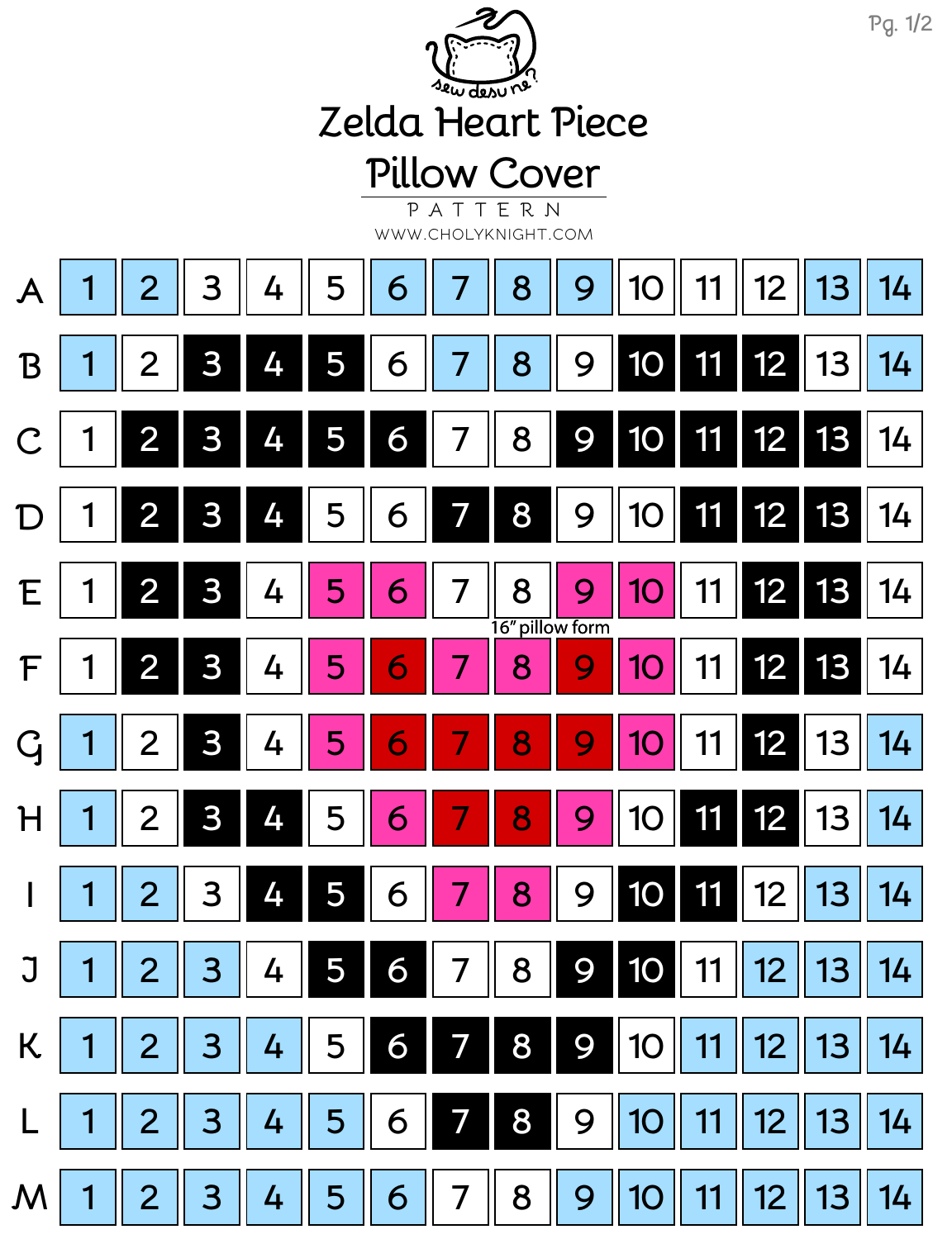sew desu ne?

# Zelda Heart Piece Pillow Cover

PATTERN

WWW.CHOLYKNIGHT.COM

16" pillow form

| | | | | | | | | | | | | | | |
|---|---|---|---|---|---|---|---|---|---|---|---|---|---|---|
| A | 1 | 2 | 3 | 4 | 5 | 6 | 7 | 8 | 9 | 10 | 11 | 12 | 13 | 14 |
| B | 1 | 2 | 3 | 4 | 5 | 6 | 7 | 8 | 9 | 10 | 11 | 12 | 13 | 14 |
| C | 1 | 2 | 3 | 4 | 5 | 6 | 7 | 8 | 9 | 10 | 11 | 12 | 13 | 14 |
| D | 1 | 2 | 3 | 4 | 5 | 6 | 7 | 8 | 9 | 10 | 11 | 12 | 13 | 14 |
| E | 1 | 2 | 3 | 4 | 5 | 6 | 7 | 8 | 9 | 10 | 11 | 12 | 13 | 14 |
| F | 1 | 2 | 3 | 4 | 5 | 6 | 7 | 8 | 9 | 10 | 11 | 12 | 13 | 14 |
| G | 1 | 2 | 3 | 4 | 5 | 6 | 7 | 8 | 9 | 10 | 11 | 12 | 13 | 14 |
| H | 1 | 2 | 3 | 4 | 5 | 6 | 7 | 8 | 9 | 10 | 11 | 12 | 13 | 14 |
| I | 1 | 2 | 3 | 4 | 5 | 6 | 7 | 8 | 9 | 10 | 11 | 12 | 13 | 14 |
| J | 1 | 2 | 3 | 4 | 5 | 6 | 7 | 8 | 9 | 10 | 11 | 12 | 13 | 14 |
| K | 1 | 2 | 3 | 4 | 5 | 6 | 7 | 8 | 9 | 10 | 11 | 12 | 13 | 14 |
| L | 1 | 2 | 3 | 4 | 5 | 6 | 7 | 8 | 9 | 10 | 11 | 12 | 13 | 14 |
| M | 1 | 2 | 3 | 4 | 5 | 6 | 7 | 8 | 9 | 10 | 11 | 12 | 13 | 14 |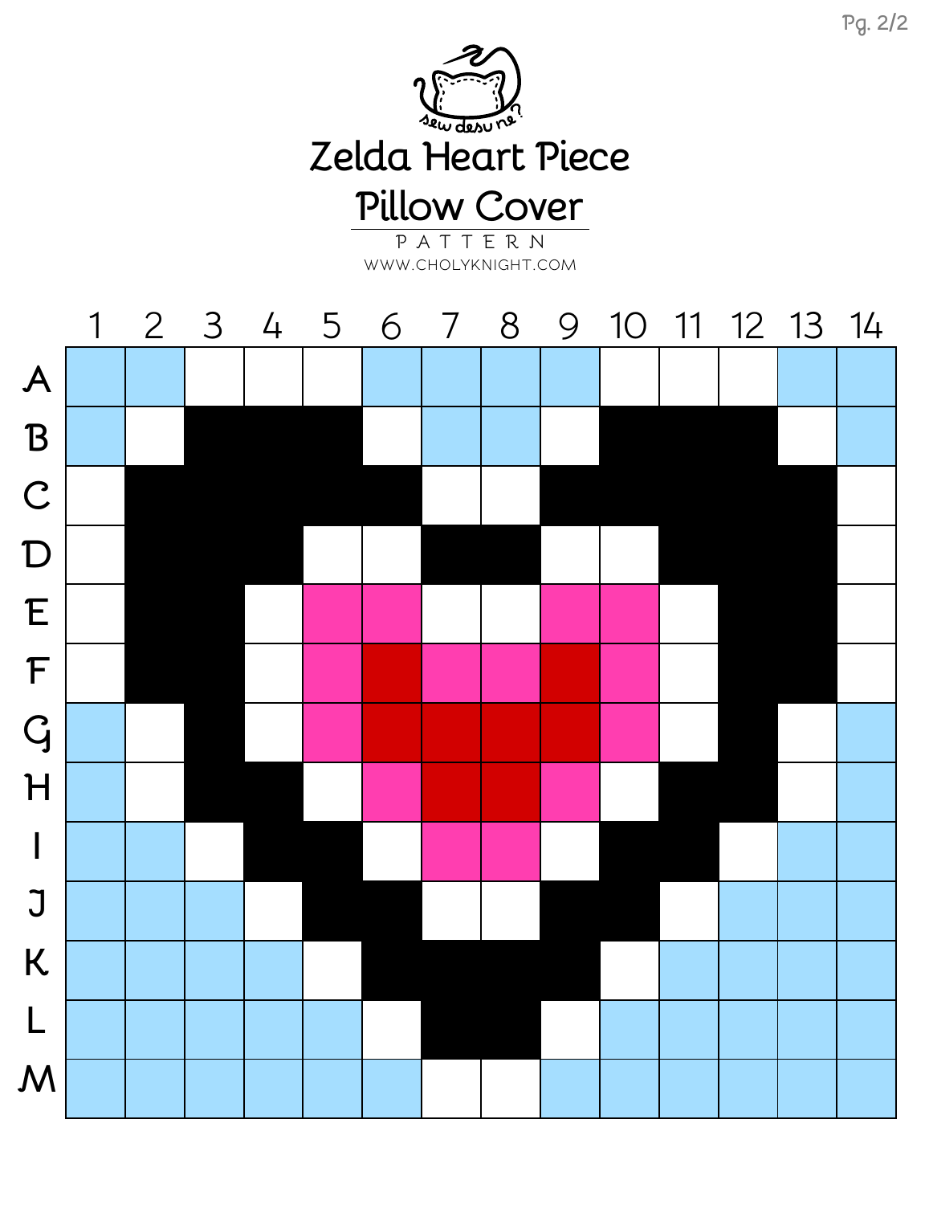sew desu ne?

# Zelda Heart Piece

## Pillow Cover

PATTERN

WWW.CHOLYKNIGHT.COM

1 2 3 4 5 6 7 8 9 10 11 12 13 14

A
B
C
D
E
F
G
H
I
J
K
L
M